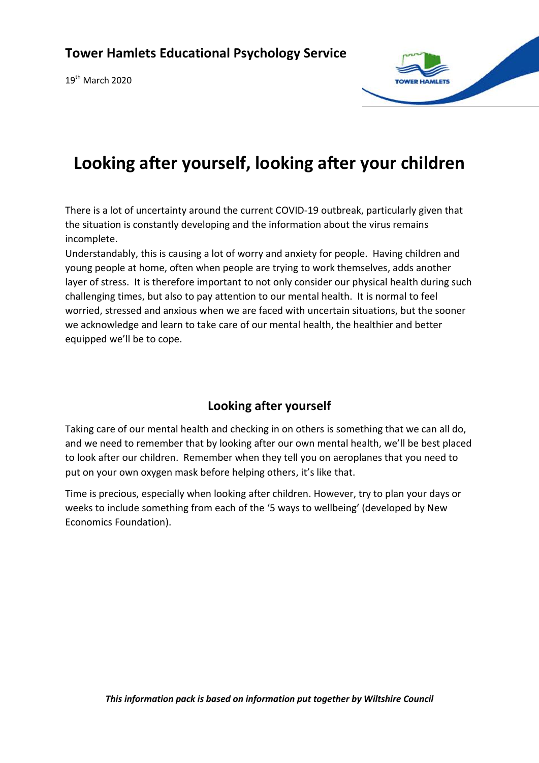**Tower Hamlets Educational Psychology Service**

19th March 2020

# Looking after yourself, looking after your children

There is a lot of uncertainty around the current COVID-19 outbreak, particularly given that the situation is constantly developing and the information about the virus remains incomplete.

Understandably, this is causing a lot of worry and anxiety for people. Having children and young people at home, often when people are trying to work themselves, adds another layer of stress. It is therefore important to not only consider our physical health during such challenging times, but also to pay attention to our mental health. It is normal to feel worried, stressed and anxious when we are faced with uncertain situations, but the sooner we acknowledge and learn to take care of our mental health, the healthier and better equipped we'll be to cope.

## Looking after yourself

Taking care of our mental health and checking in on others is something that we can all do, and we need to remember that by looking after our own mental health, we'll be best placed to look after our children. Remember when they tell you on aeroplanes that you need to put on your own oxygen mask before helping others, it's like that.

Time is precious, especially when looking after children. However, try to plan your days or weeks to include something from each of the '5 ways to wellbeing' (developed by New Economics Foundation).

***This information pack is based on information put together by Wiltshire Council***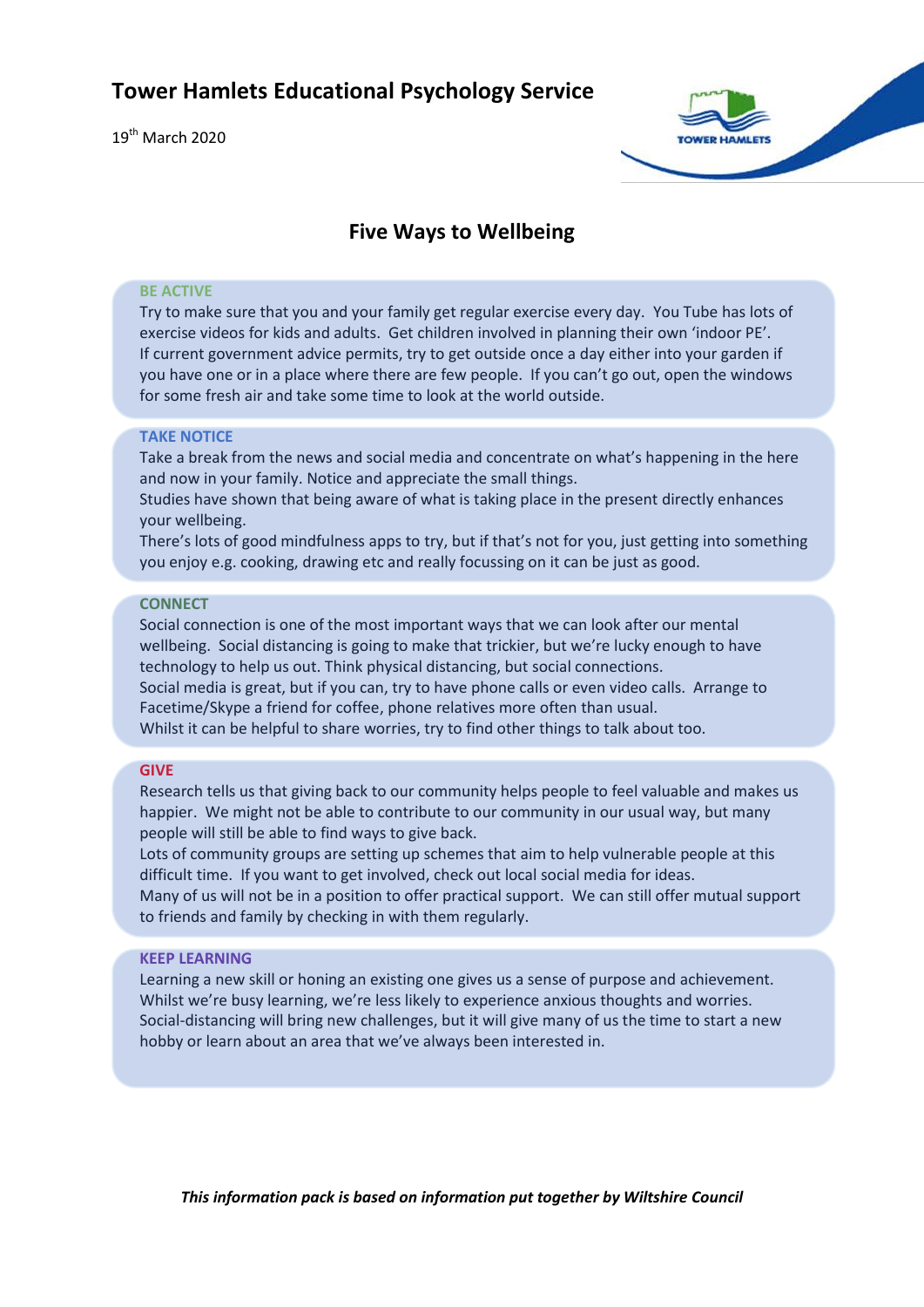# Tower Hamlets Educational Psychology Service

19th March 2020

## Five Ways to Wellbeing

### BE ACTIVE

Try to make sure that you and your family get regular exercise every day. You Tube has lots of exercise videos for kids and adults. Get children involved in planning their own 'indoor PE'.
If current government advice permits, try to get outside once a day either into your garden if you have one or in a place where there are few people. If you can't go out, open the windows for some fresh air and take some time to look at the world outside.

### TAKE NOTICE

Take a break from the news and social media and concentrate on what's happening in the here and now in your family. Notice and appreciate the small things.
Studies have shown that being aware of what is taking place in the present directly enhances your wellbeing.
There's lots of good mindfulness apps to try, but if that's not for you, just getting into something you enjoy e.g. cooking, drawing etc and really focussing on it can be just as good.

### CONNECT

Social connection is one of the most important ways that we can look after our mental wellbeing. Social distancing is going to make that trickier, but we're lucky enough to have technology to help us out. Think physical distancing, but social connections.
Social media is great, but if you can, try to have phone calls or even video calls. Arrange to Facetime/Skype a friend for coffee, phone relatives more often than usual.
Whilst it can be helpful to share worries, try to find other things to talk about too.

### GIVE

Research tells us that giving back to our community helps people to feel valuable and makes us happier. We might not be able to contribute to our community in our usual way, but many people will still be able to find ways to give back.
Lots of community groups are setting up schemes that aim to help vulnerable people at this difficult time. If you want to get involved, check out local social media for ideas.
Many of us will not be in a position to offer practical support. We can still offer mutual support to friends and family by checking in with them regularly.

### KEEP LEARNING

Learning a new skill or honing an existing one gives us a sense of purpose and achievement. Whilst we're busy learning, we're less likely to experience anxious thoughts and worries. Social-distancing will bring new challenges, but it will give many of us the time to start a new hobby or learn about an area that we've always been interested in.

***This information pack is based on information put together by Wiltshire Council***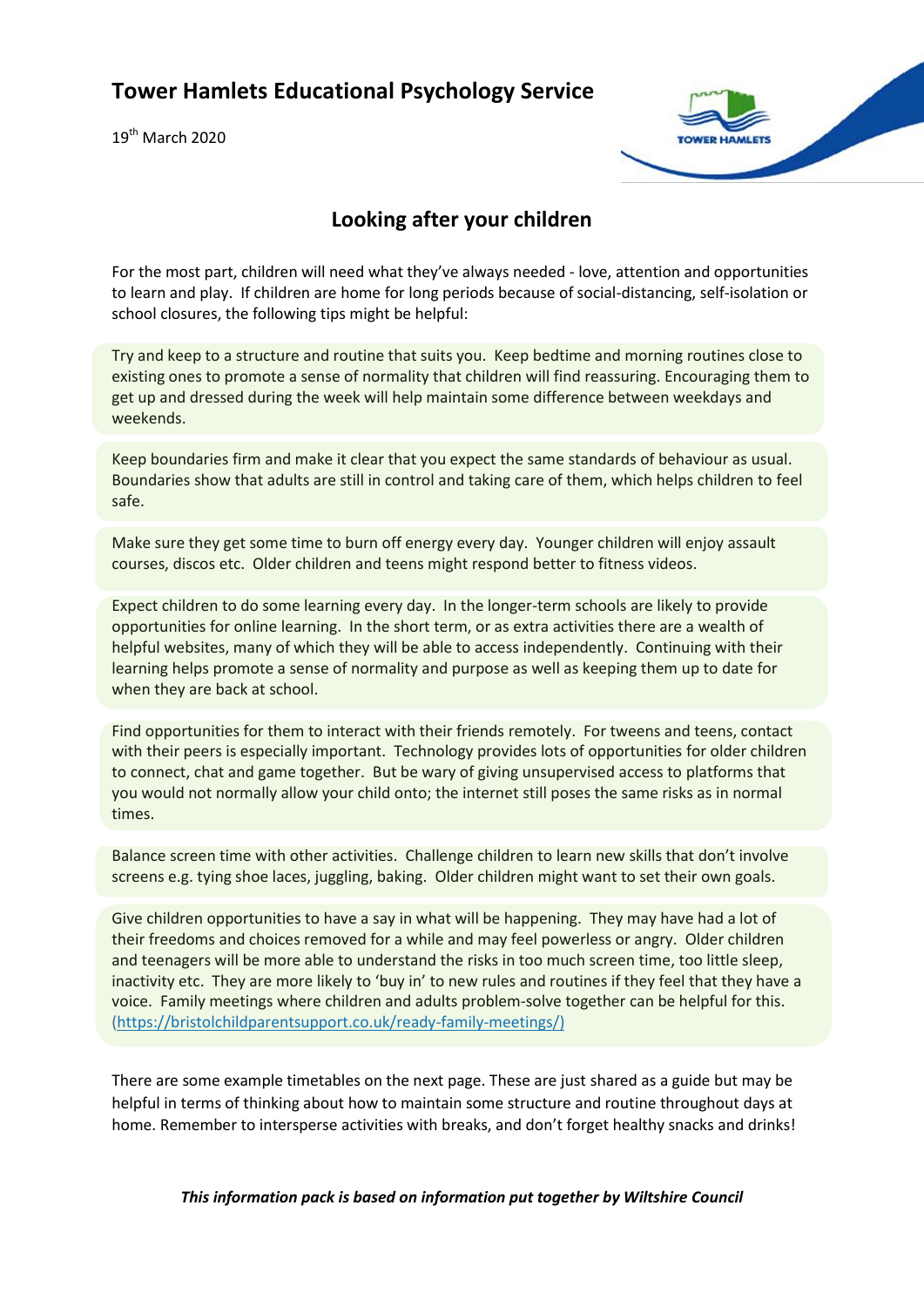# Tower Hamlets Educational Psychology Service

19th March 2020

## Looking after your children

For the most part, children will need what they've always needed - love, attention and opportunities to learn and play. If children are home for long periods because of social-distancing, self-isolation or school closures, the following tips might be helpful:

Try and keep to a structure and routine that suits you. Keep bedtime and morning routines close to existing ones to promote a sense of normality that children will find reassuring. Encouraging them to get up and dressed during the week will help maintain some difference between weekdays and weekends.

Keep boundaries firm and make it clear that you expect the same standards of behaviour as usual. Boundaries show that adults are still in control and taking care of them, which helps children to feel safe.

Make sure they get some time to burn off energy every day. Younger children will enjoy assault courses, discos etc. Older children and teens might respond better to fitness videos.

Expect children to do some learning every day. In the longer-term schools are likely to provide opportunities for online learning. In the short term, or as extra activities there are a wealth of helpful websites, many of which they will be able to access independently. Continuing with their learning helps promote a sense of normality and purpose as well as keeping them up to date for when they are back at school.

Find opportunities for them to interact with their friends remotely. For tweens and teens, contact with their peers is especially important. Technology provides lots of opportunities for older children to connect, chat and game together. But be wary of giving unsupervised access to platforms that you would not normally allow your child onto; the internet still poses the same risks as in normal times.

Balance screen time with other activities. Challenge children to learn new skills that don't involve screens e.g. tying shoe laces, juggling, baking. Older children might want to set their own goals.

Give children opportunities to have a say in what will be happening. They may have had a lot of their freedoms and choices removed for a while and may feel powerless or angry. Older children and teenagers will be more able to understand the risks in too much screen time, too little sleep, inactivity etc. They are more likely to 'buy in' to new rules and routines if they feel that they have a voice. Family meetings where children and adults problem-solve together can be helpful for this. (https://bristolchildparentsupport.co.uk/ready-family-meetings/)

There are some example timetables on the next page. These are just shared as a guide but may be helpful in terms of thinking about how to maintain some structure and routine throughout days at home. Remember to intersperse activities with breaks, and don't forget healthy snacks and drinks!

***This information pack is based on information put together by Wiltshire Council***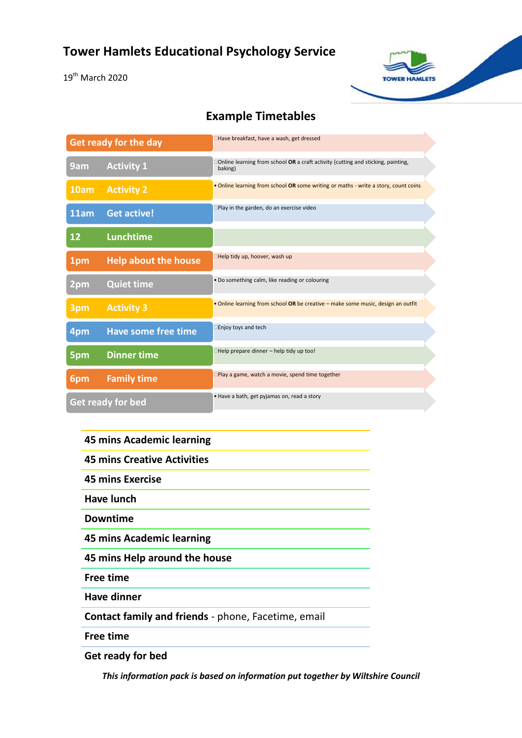# Tower Hamlets Educational Psychology Service

19th March 2020

## Example Timetables

| Time | Activity | Details |
|---|---|---|
| Get ready for the day | | Have breakfast, have a wash, get dressed |
| 9am | Activity 1 | Online learning from school **OR** a craft activity (cutting and sticking, painting, baking) |
| 10am | Activity 2 | Online learning from school **OR** some writing or maths - write a story, count coins |
| 11am | Get active! | Play in the garden, do an exercise video |
| 12 | Lunchtime | |
| 1pm | Help about the house | Help tidy up, hoover, wash up |
| 2pm | Quiet time | Do something calm, like reading or colouring |
| 3pm | Activity 3 | Online learning from school **OR** be creative – make some music, design an outfit |
| 4pm | Have some free time | Enjoy toys and tech |
| 5pm | Dinner time | Help prepare dinner – help tidy up too! |
| 6pm | Family time | Play a game, watch a movie, spend time together |
| Get ready for bed | | Have a bath, get pyjamas on, read a story |

**45 mins Academic learning**

**45 mins Creative Activities**

**45 mins Exercise**

**Have lunch**

**Downtime**

**45 mins Academic learning**

**45 mins Help around the house**

**Free time**

**Have dinner**

**Contact family and friends** - phone, Facetime, email

**Free time**

**Get ready for bed**

***This information pack is based on information put together by Wiltshire Council***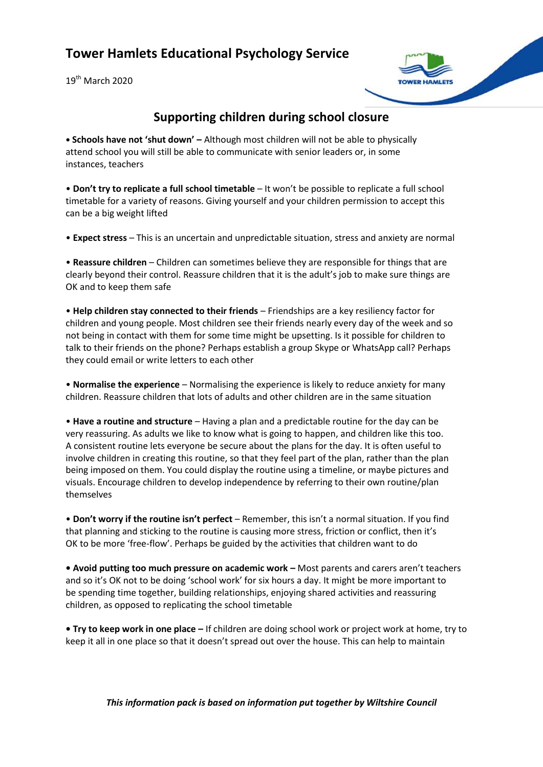# Tower Hamlets Educational Psychology Service

19th March 2020

## Supporting children during school closure

- **Schools have not 'shut down' –** Although most children will not be able to physically attend school you will still be able to communicate with senior leaders or, in some instances, teachers

- **Don't try to replicate a full school timetable** – It won't be possible to replicate a full school timetable for a variety of reasons. Giving yourself and your children permission to accept this can be a big weight lifted

- **Expect stress** – This is an uncertain and unpredictable situation, stress and anxiety are normal

- **Reassure children** – Children can sometimes believe they are responsible for things that are clearly beyond their control. Reassure children that it is the adult's job to make sure things are OK and to keep them safe

- **Help children stay connected to their friends** – Friendships are a key resiliency factor for children and young people. Most children see their friends nearly every day of the week and so not being in contact with them for some time might be upsetting. Is it possible for children to talk to their friends on the phone? Perhaps establish a group Skype or WhatsApp call? Perhaps they could email or write letters to each other

- **Normalise the experience** – Normalising the experience is likely to reduce anxiety for many children. Reassure children that lots of adults and other children are in the same situation

- **Have a routine and structure** – Having a plan and a predictable routine for the day can be very reassuring. As adults we like to know what is going to happen, and children like this too. A consistent routine lets everyone be secure about the plans for the day. It is often useful to involve children in creating this routine, so that they feel part of the plan, rather than the plan being imposed on them. You could display the routine using a timeline, or maybe pictures and visuals. Encourage children to develop independence by referring to their own routine/plan themselves

- **Don't worry if the routine isn't perfect** – Remember, this isn't a normal situation. If you find that planning and sticking to the routine is causing more stress, friction or conflict, then it's OK to be more 'free-flow'. Perhaps be guided by the activities that children want to do

- **Avoid putting too much pressure on academic work –** Most parents and carers aren't teachers and so it's OK not to be doing 'school work' for six hours a day. It might be more important to be spending time together, building relationships, enjoying shared activities and reassuring children, as opposed to replicating the school timetable

- **Try to keep work in one place –** If children are doing school work or project work at home, try to keep it all in one place so that it doesn't spread out over the house. This can help to maintain

***This information pack is based on information put together by Wiltshire Council***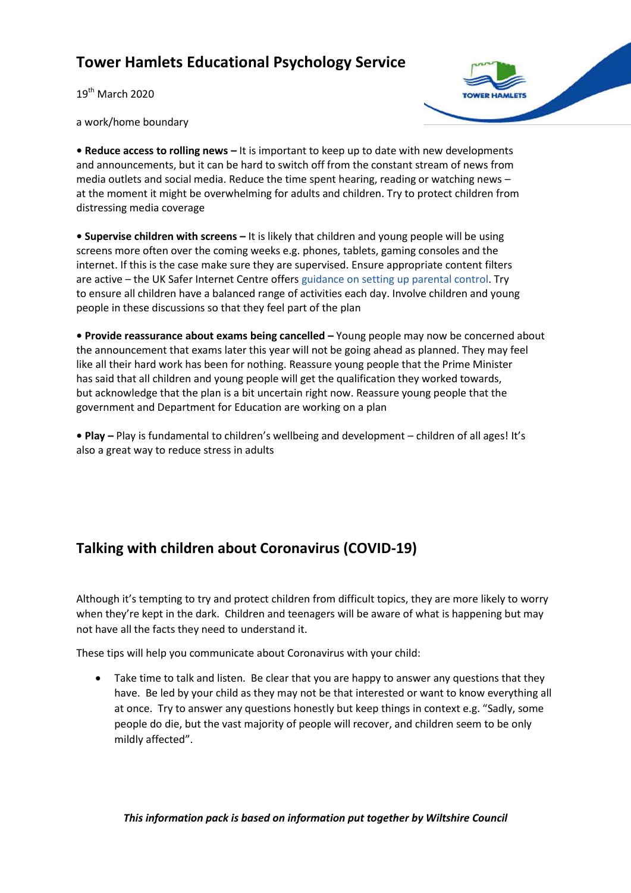a work/home boundary

• **Reduce access to rolling news –** It is important to keep up to date with new developments and announcements, but it can be hard to switch off from the constant stream of news from media outlets and social media. Reduce the time spent hearing, reading or watching news – at the moment it might be overwhelming for adults and children. Try to protect children from distressing media coverage

• **Supervise children with screens –** It is likely that children and young people will be using screens more often over the coming weeks e.g. phones, tablets, gaming consoles and the internet. If this is the case make sure they are supervised. Ensure appropriate content filters are active – the UK Safer Internet Centre offers guidance on setting up parental control. Try to ensure all children have a balanced range of activities each day. Involve children and young people in these discussions so that they feel part of the plan

• **Provide reassurance about exams being cancelled –** Young people may now be concerned about the announcement that exams later this year will not be going ahead as planned. They may feel like all their hard work has been for nothing. Reassure young people that the Prime Minister has said that all children and young people will get the qualification they worked towards, but acknowledge that the plan is a bit uncertain right now. Reassure young people that the government and Department for Education are working on a plan

• **Play –** Play is fundamental to children's wellbeing and development – children of all ages! It's also a great way to reduce stress in adults

## Talking with children about Coronavirus (COVID-19)

Although it's tempting to try and protect children from difficult topics, they are more likely to worry when they're kept in the dark. Children and teenagers will be aware of what is happening but may not have all the facts they need to understand it.

These tips will help you communicate about Coronavirus with your child:

- Take time to talk and listen. Be clear that you are happy to answer any questions that they have. Be led by your child as they may not be that interested or want to know everything all at once. Try to answer any questions honestly but keep things in context e.g. "Sadly, some people do die, but the vast majority of people will recover, and children seem to be only mildly affected".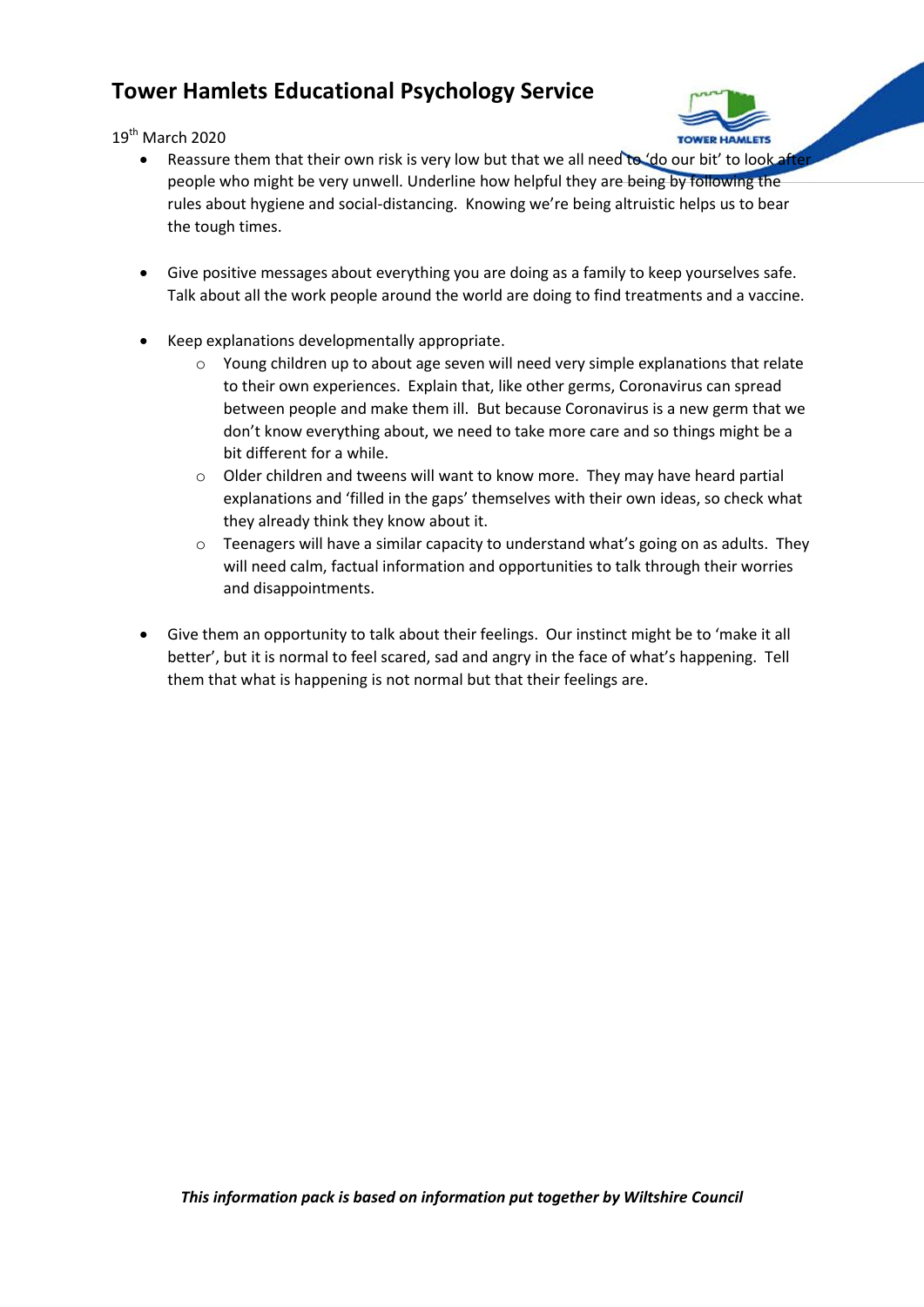- Reassure them that their own risk is very low but that we all need to 'do our bit' to look after people who might be very unwell. Underline how helpful they are being by following the rules about hygiene and social-distancing. Knowing we're being altruistic helps us to bear the tough times.

- Give positive messages about everything you are doing as a family to keep yourselves safe. Talk about all the work people around the world are doing to find treatments and a vaccine.

- Keep explanations developmentally appropriate.
    - Young children up to about age seven will need very simple explanations that relate to their own experiences. Explain that, like other germs, Coronavirus can spread between people and make them ill. But because Coronavirus is a new germ that we don't know everything about, we need to take more care and so things might be a bit different for a while.
    - Older children and tweens will want to know more. They may have heard partial explanations and 'filled in the gaps' themselves with their own ideas, so check what they already think they know about it.
    - Teenagers will have a similar capacity to understand what's going on as adults. They will need calm, factual information and opportunities to talk through their worries and disappointments.

- Give them an opportunity to talk about their feelings. Our instinct might be to 'make it all better', but it is normal to feel scared, sad and angry in the face of what's happening. Tell them that what is happening is not normal but that their feelings are.

***This information pack is based on information put together by Wiltshire Council***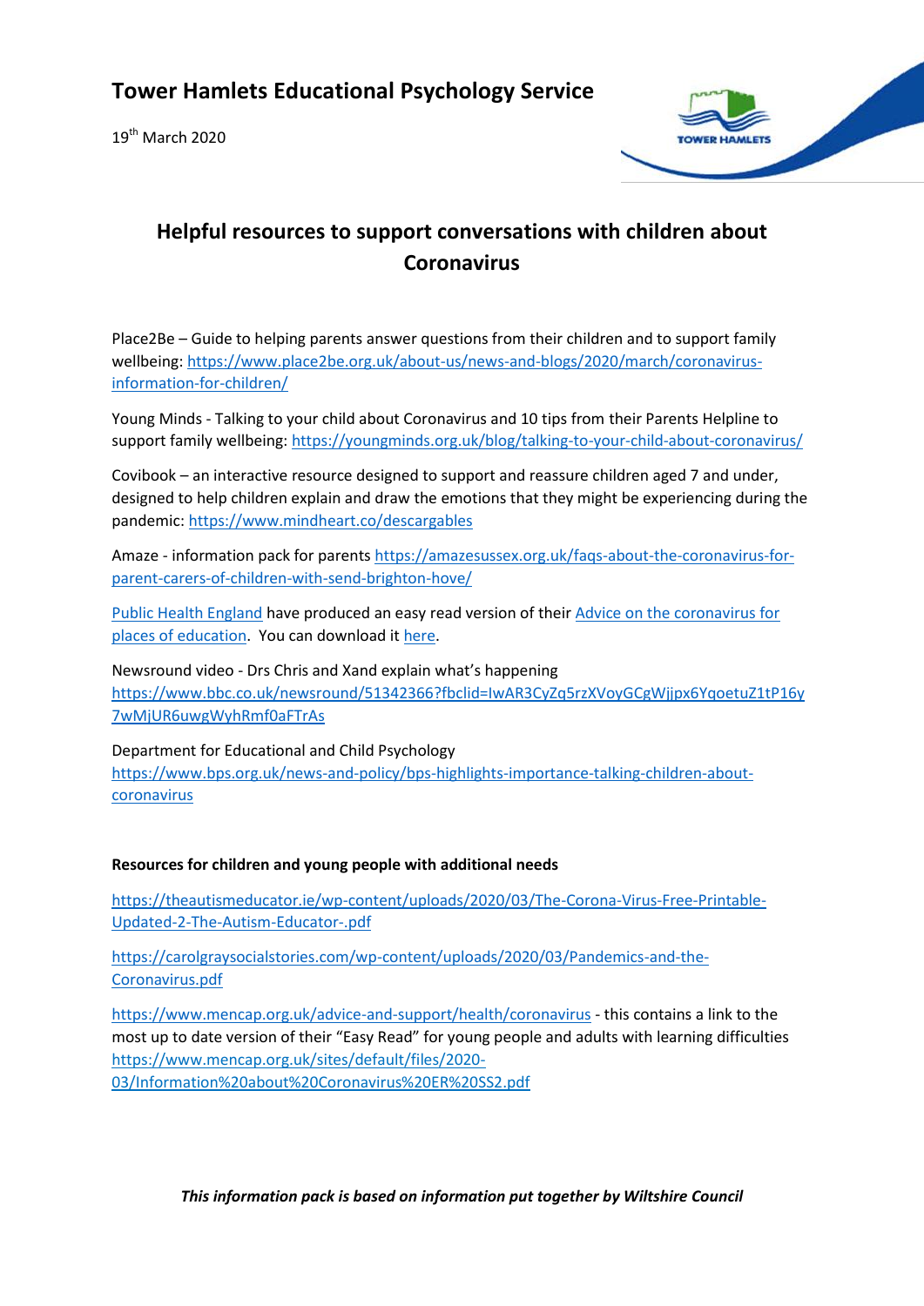# Tower Hamlets Educational Psychology Service

19th March 2020

## Helpful resources to support conversations with children about Coronavirus

Place2Be – Guide to helping parents answer questions from their children and to support family wellbeing: https://www.place2be.org.uk/about-us/news-and-blogs/2020/march/coronavirus-information-for-children/

Young Minds - Talking to your child about Coronavirus and 10 tips from their Parents Helpline to support family wellbeing: https://youngminds.org.uk/blog/talking-to-your-child-about-coronavirus/

Covibook – an interactive resource designed to support and reassure children aged 7 and under, designed to help children explain and draw the emotions that they might be experiencing during the pandemic: https://www.mindheart.co/descargables

Amaze - information pack for parents https://amazesussex.org.uk/faqs-about-the-coronavirus-for-parent-carers-of-children-with-send-brighton-hove/

Public Health England have produced an easy read version of their Advice on the coronavirus for places of education. You can download it here.

Newsround video - Drs Chris and Xand explain what's happening https://www.bbc.co.uk/newsround/51342366?fbclid=IwAR3CyZq5rzXVoyGCgWjjpx6YqoetuZ1tP16y7wMjUR6uwgWyhRmf0aFTrAs

Department for Educational and Child Psychology https://www.bps.org.uk/news-and-policy/bps-highlights-importance-talking-children-about-coronavirus

### Resources for children and young people with additional needs

https://theautismeducator.ie/wp-content/uploads/2020/03/The-Corona-Virus-Free-Printable-Updated-2-The-Autism-Educator-.pdf

https://carolgraysocialstories.com/wp-content/uploads/2020/03/Pandemics-and-the-Coronavirus.pdf

https://www.mencap.org.uk/advice-and-support/health/coronavirus - this contains a link to the most up to date version of their "Easy Read" for young people and adults with learning difficulties https://www.mencap.org.uk/sites/default/files/2020-03/Information%20about%20Coronavirus%20ER%20SS2.pdf

***This information pack is based on information put together by Wiltshire Council***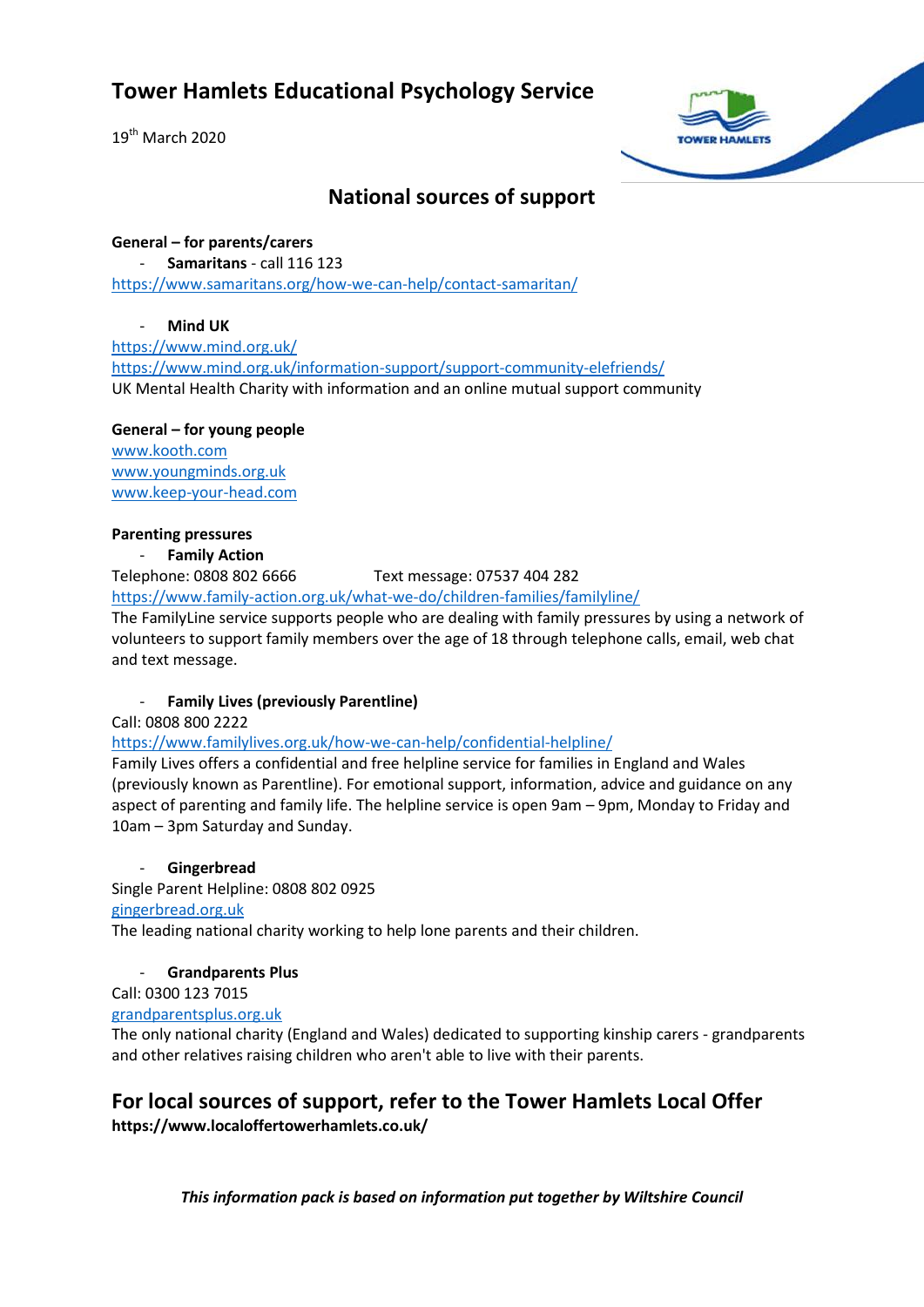# Tower Hamlets Educational Psychology Service

19th March 2020

## National sources of support

**General – for parents/carers**

- **Samaritans** - call 116 123

https://www.samaritans.org/how-we-can-help/contact-samaritan/

- **Mind UK**

https://www.mind.org.uk/
https://www.mind.org.uk/information-support/support-community-elefriends/
UK Mental Health Charity with information and an online mutual support community

**General – for young people**

www.kooth.com
www.youngminds.org.uk
www.keep-your-head.com

**Parenting pressures**

- **Family Action**

Telephone: 0808 802 6666 Text message: 07537 404 282
https://www.family-action.org.uk/what-we-do/children-families/familyline/
The FamilyLine service supports people who are dealing with family pressures by using a network of volunteers to support family members over the age of 18 through telephone calls, email, web chat and text message.

- **Family Lives (previously Parentline)**

Call: 0808 800 2222
https://www.familylives.org.uk/how-we-can-help/confidential-helpline/
Family Lives offers a confidential and free helpline service for families in England and Wales (previously known as Parentline). For emotional support, information, advice and guidance on any aspect of parenting and family life. The helpline service is open 9am – 9pm, Monday to Friday and 10am – 3pm Saturday and Sunday.

- **Gingerbread**

Single Parent Helpline: 0808 802 0925
gingerbread.org.uk
The leading national charity working to help lone parents and their children.

- **Grandparents Plus**

Call: 0300 123 7015
grandparentsplus.org.uk
The only national charity (England and Wales) dedicated to supporting kinship carers - grandparents and other relatives raising children who aren't able to live with their parents.

## For local sources of support, refer to the Tower Hamlets Local Offer

**https://www.localoffertowerhamlets.co.uk/**

***This information pack is based on information put together by Wiltshire Council***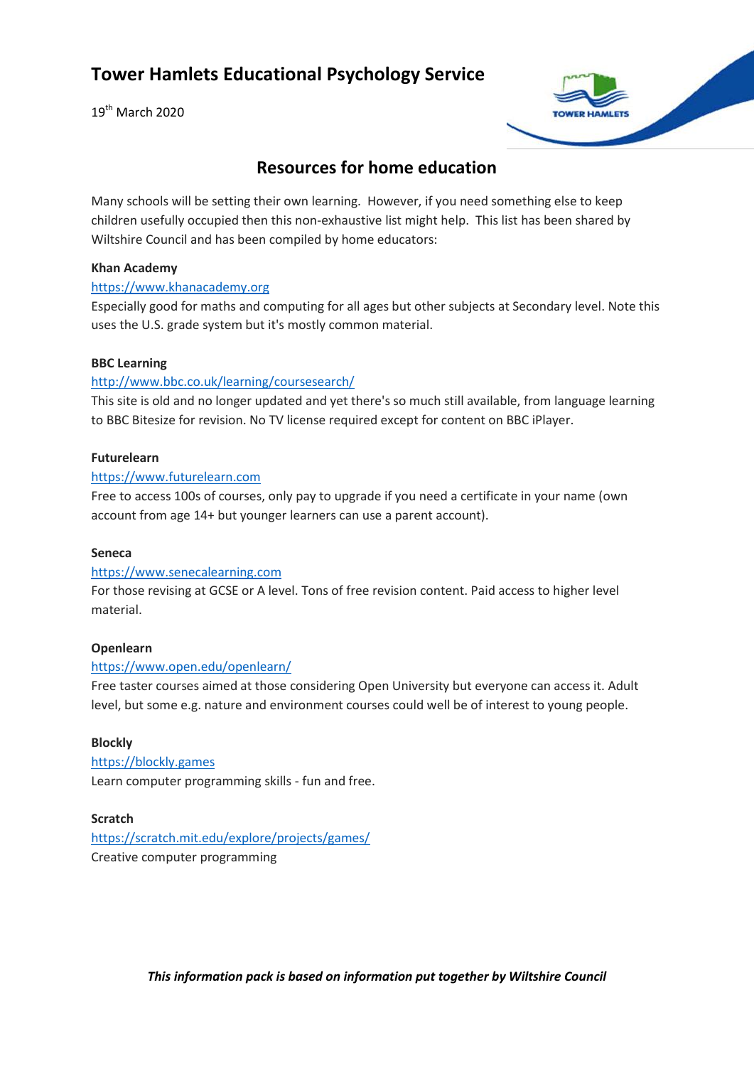# Tower Hamlets Educational Psychology Service

19th March 2020

## Resources for home education

Many schools will be setting their own learning. However, if you need something else to keep children usefully occupied then this non-exhaustive list might help. This list has been shared by Wiltshire Council and has been compiled by home educators:

**Khan Academy**
https://www.khanacademy.org
Especially good for maths and computing for all ages but other subjects at Secondary level. Note this uses the U.S. grade system but it's mostly common material.

**BBC Learning**
http://www.bbc.co.uk/learning/coursesearch/
This site is old and no longer updated and yet there's so much still available, from language learning to BBC Bitesize for revision. No TV license required except for content on BBC iPlayer.

**Futurelearn**
https://www.futurelearn.com
Free to access 100s of courses, only pay to upgrade if you need a certificate in your name (own account from age 14+ but younger learners can use a parent account).

**Seneca**
https://www.senecalearning.com
For those revising at GCSE or A level. Tons of free revision content. Paid access to higher level material.

**Openlearn**
https://www.open.edu/openlearn/
Free taster courses aimed at those considering Open University but everyone can access it. Adult level, but some e.g. nature and environment courses could well be of interest to young people.

**Blockly**
https://blockly.games
Learn computer programming skills - fun and free.

**Scratch**
https://scratch.mit.edu/explore/projects/games/
Creative computer programming

***This information pack is based on information put together by Wiltshire Council***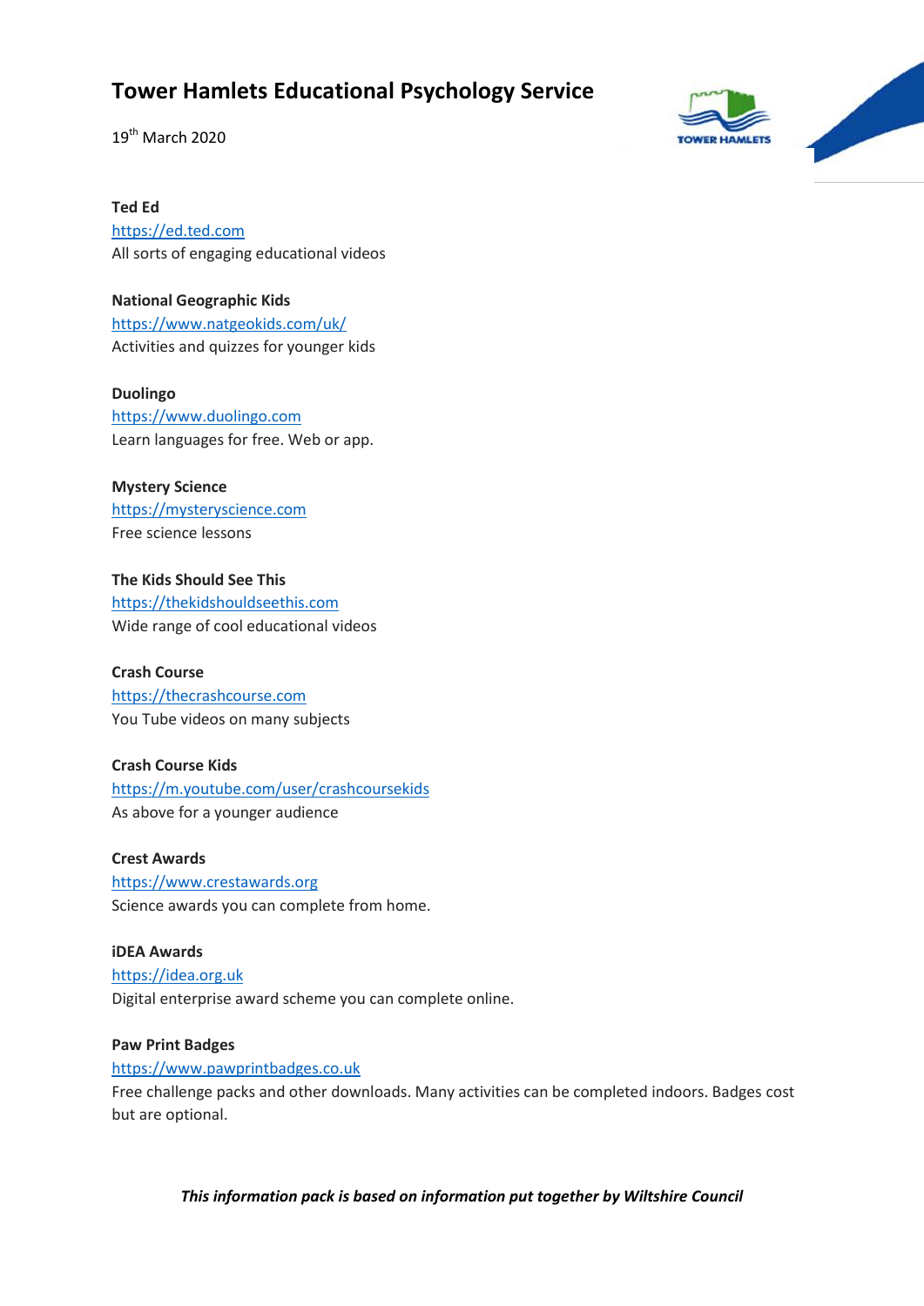# Tower Hamlets Educational Psychology Service

19th March 2020

**Ted Ed**
https://ed.ted.com
All sorts of engaging educational videos

**National Geographic Kids**
https://www.natgeokids.com/uk/
Activities and quizzes for younger kids

**Duolingo**
https://www.duolingo.com
Learn languages for free. Web or app.

**Mystery Science**
https://mysteryscience.com
Free science lessons

**The Kids Should See This**
https://thekidshouldseethis.com
Wide range of cool educational videos

**Crash Course**
https://thecrashcourse.com
You Tube videos on many subjects

**Crash Course Kids**
https://m.youtube.com/user/crashcoursekids
As above for a younger audience

**Crest Awards**
https://www.crestawards.org
Science awards you can complete from home.

**iDEA Awards**
https://idea.org.uk
Digital enterprise award scheme you can complete online.

**Paw Print Badges**
https://www.pawprintbadges.co.uk
Free challenge packs and other downloads. Many activities can be completed indoors. Badges cost but are optional.

***This information pack is based on information put together by Wiltshire Council***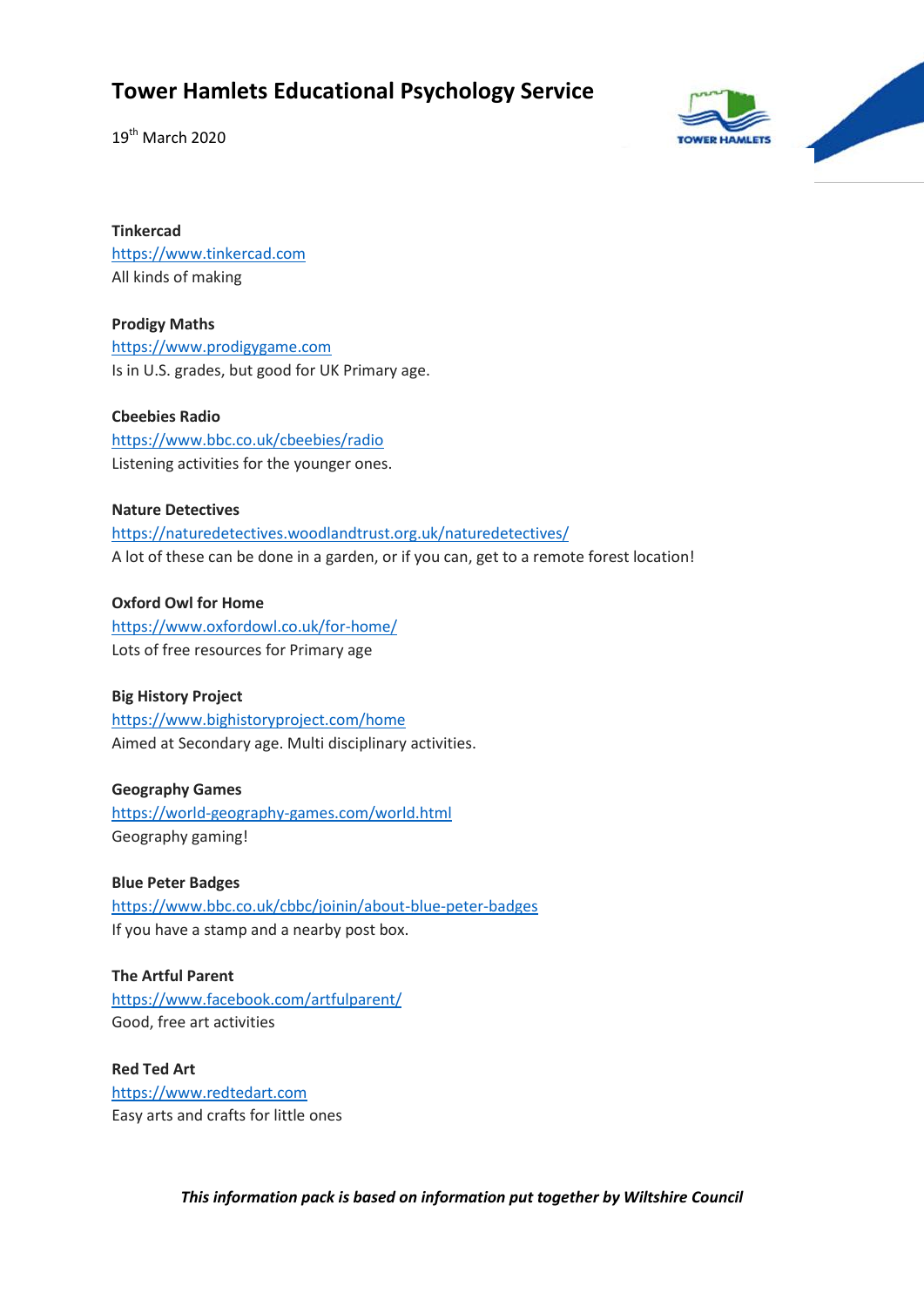# Tower Hamlets Educational Psychology Service

19th March 2020

**Tinkercad**
https://www.tinkercad.com
All kinds of making

**Prodigy Maths**
https://www.prodigygame.com
Is in U.S. grades, but good for UK Primary age.

**Cbeebies Radio**
https://www.bbc.co.uk/cbeebies/radio
Listening activities for the younger ones.

**Nature Detectives**
https://naturedetectives.woodlandtrust.org.uk/naturedetectives/
A lot of these can be done in a garden, or if you can, get to a remote forest location!

**Oxford Owl for Home**
https://www.oxfordowl.co.uk/for-home/
Lots of free resources for Primary age

**Big History Project**
https://www.bighistoryproject.com/home
Aimed at Secondary age. Multi disciplinary activities.

**Geography Games**
https://world-geography-games.com/world.html
Geography gaming!

**Blue Peter Badges**
https://www.bbc.co.uk/cbbc/joinin/about-blue-peter-badges
If you have a stamp and a nearby post box.

**The Artful Parent**
https://www.facebook.com/artfulparent/
Good, free art activities

**Red Ted Art**
https://www.redtedart.com
Easy arts and crafts for little ones

***This information pack is based on information put together by Wiltshire Council***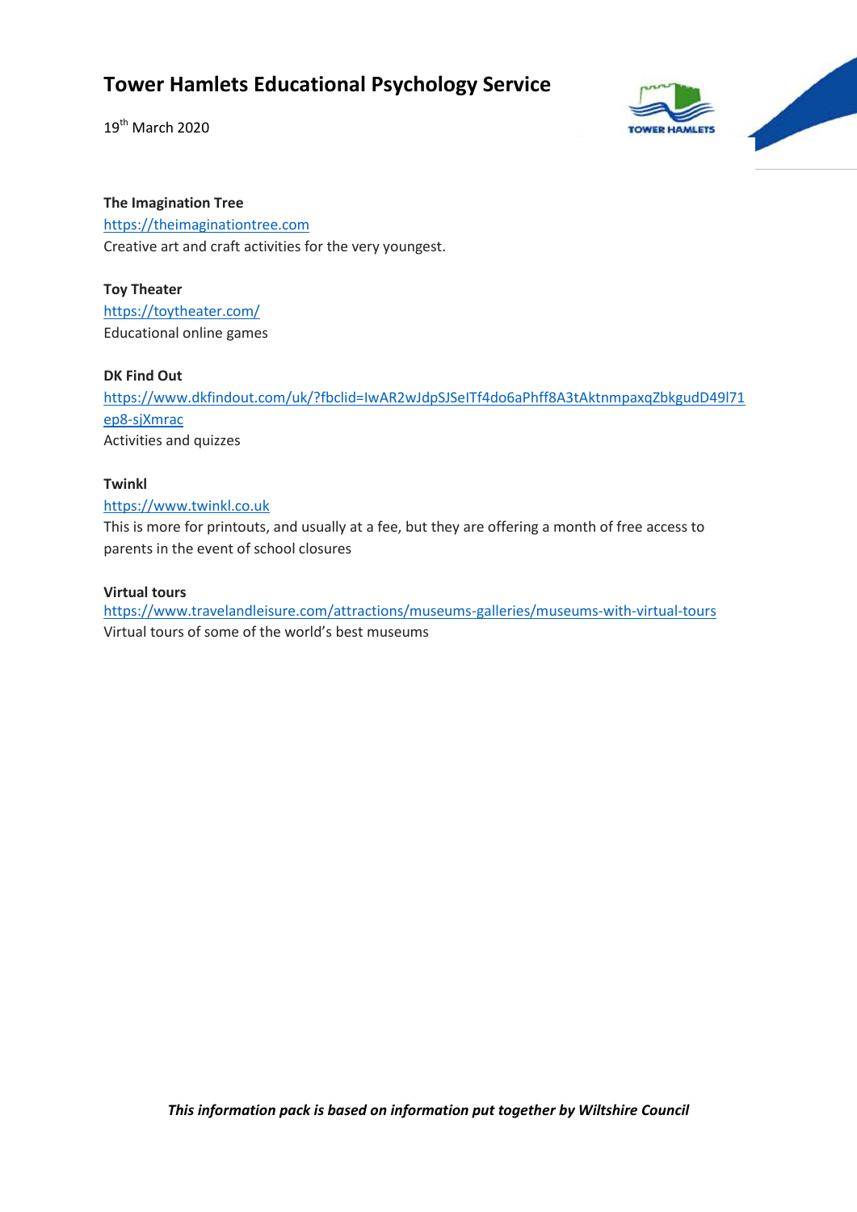**The Imagination Tree**
https://theimaginationtree.com
Creative art and craft activities for the very youngest.

**Toy Theater**
https://toytheater.com/
Educational online games

**DK Find Out**
https://www.dkfindout.com/uk/?fbclid=IwAR2wJdpSJSeITf4do6aPhff8A3tAktnmpaxqZbkgudD49l71ep8-sjXmrac
Activities and quizzes

**Twinkl**
https://www.twinkl.co.uk
This is more for printouts, and usually at a fee, but they are offering a month of free access to parents in the event of school closures

**Virtual tours**
https://www.travelandleisure.com/attractions/museums-galleries/museums-with-virtual-tours
Virtual tours of some of the world's best museums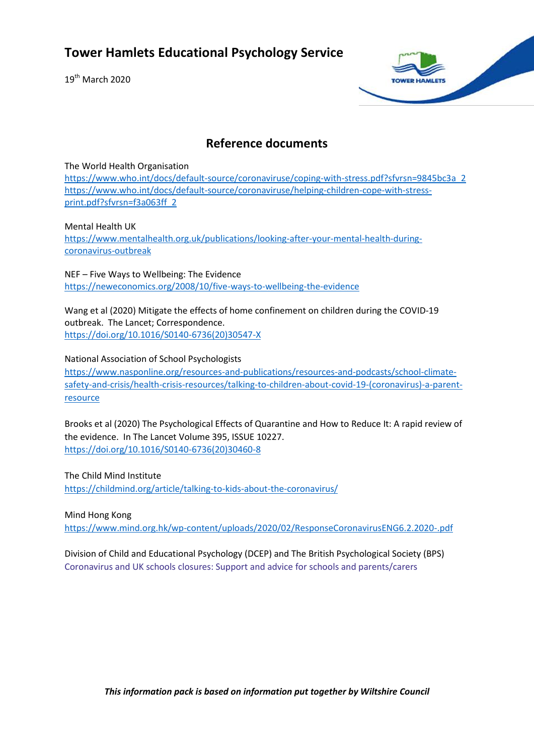# Tower Hamlets Educational Psychology Service

19th March 2020

## Reference documents

The World Health Organisation
https://www.who.int/docs/default-source/coronaviruse/coping-with-stress.pdf?sfvrsn=9845bc3a_2
https://www.who.int/docs/default-source/coronaviruse/helping-children-cope-with-stress-print.pdf?sfvrsn=f3a063ff_2

Mental Health UK
https://www.mentalhealth.org.uk/publications/looking-after-your-mental-health-during-coronavirus-outbreak

NEF – Five Ways to Wellbeing: The Evidence
https://neweconomics.org/2008/10/five-ways-to-wellbeing-the-evidence

Wang et al (2020) Mitigate the effects of home confinement on children during the COVID-19 outbreak. The Lancet; Correspondence.
https://doi.org/10.1016/S0140-6736(20)30547-X

National Association of School Psychologists
https://www.nasponline.org/resources-and-publications/resources-and-podcasts/school-climate-safety-and-crisis/health-crisis-resources/talking-to-children-about-covid-19-(coronavirus)-a-parent-resource

Brooks et al (2020) The Psychological Effects of Quarantine and How to Reduce It: A rapid review of the evidence. In The Lancet Volume 395, ISSUE 10227.
https://doi.org/10.1016/S0140-6736(20)30460-8

The Child Mind Institute
https://childmind.org/article/talking-to-kids-about-the-coronavirus/

Mind Hong Kong
https://www.mind.org.hk/wp-content/uploads/2020/02/ResponseCoronavirusENG6.2.2020-.pdf

Division of Child and Educational Psychology (DCEP) and The British Psychological Society (BPS)
Coronavirus and UK schools closures: Support and advice for schools and parents/carers

***This information pack is based on information put together by Wiltshire Council***